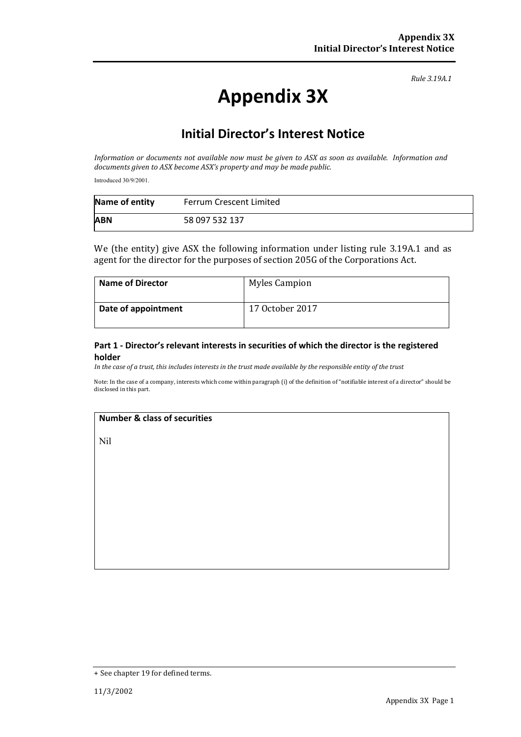*Rule 3.19A.1*

# Appendix 3X

## Initial Director's Interest Notice

*Information or documents not available now must be given to ASX as soon as available. Information and documents given to ASX become ASX's property and may be made public.*

Introduced 30/9/2001.

| **Name of entity** | Ferrum Crescent Limited |
|---|---|
| **ABN** | 58 097 532 137 |

We (the entity) give ASX the following information under listing rule 3.19A.1 and as agent for the director for the purposes of section 205G of the Corporations Act.

| **Name of Director** | Myles Campion |
|---|---|
| **Date of appointment** | 17 October 2017 |

### Part 1 - Director's relevant interests in securities of which the director is the registered holder

*In the case of a trust, this includes interests in the trust made available by the responsible entity of the trust*

Note: In the case of a company, interests which come within paragraph (i) of the definition of "notifiable interest of a director" should be disclosed in this part.

| **Number & class of securities** |
|---|
| Nil |

+ See chapter 19 for defined terms.

11/3/2002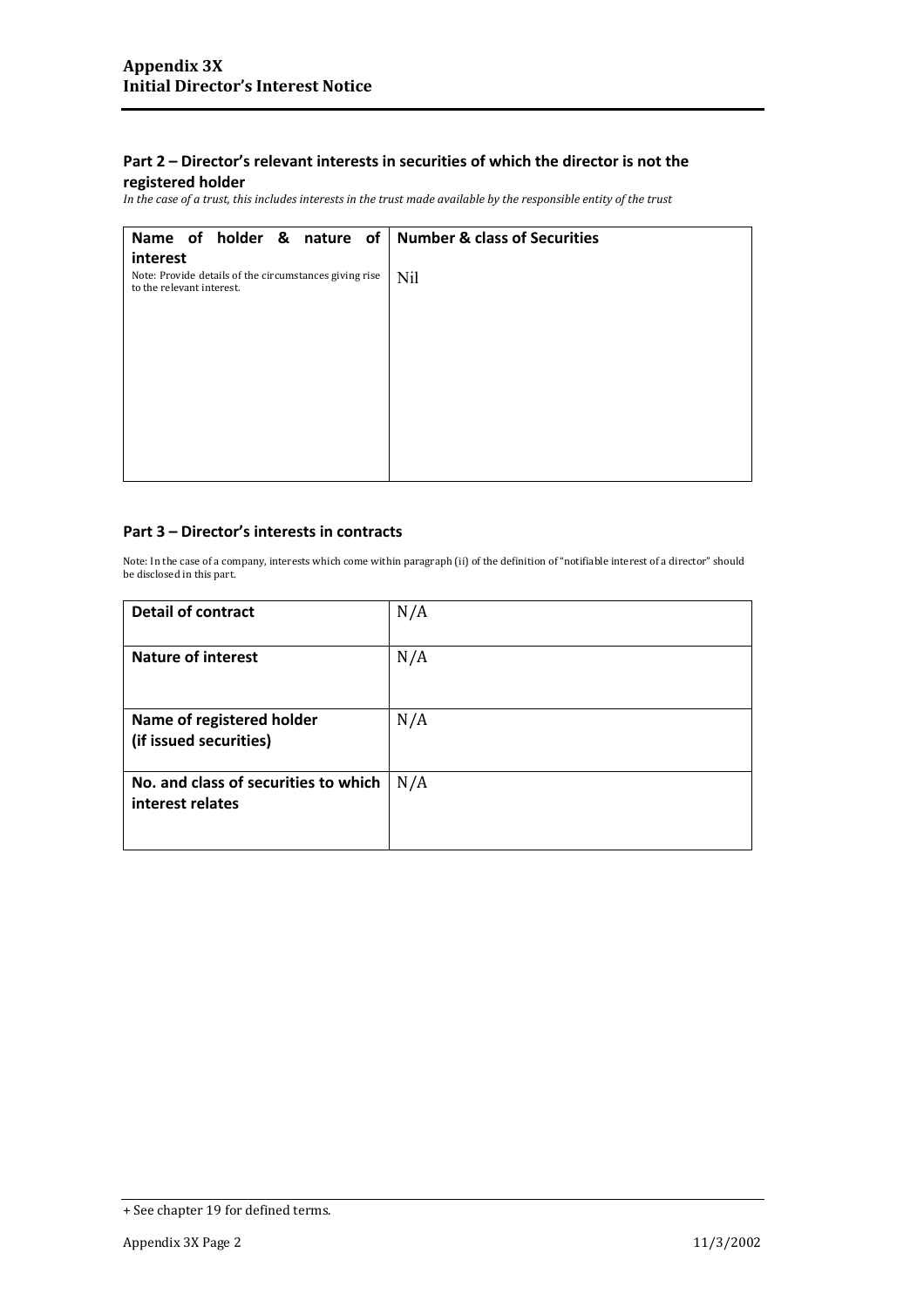## Part 2 – Director's relevant interests in securities of which the director is not the registered holder

*In the case of a trust, this includes interests in the trust made available by the responsible entity of the trust*

| Name of holder & nature of interest<br>Note: Provide details of the circumstances giving rise to the relevant interest. | Number & class of Securities |
|---|---|
| | Nil |

## Part 3 – Director's interests in contracts

Note: In the case of a company, interests which come within paragraph (ii) of the definition of "notifiable interest of a director" should be disclosed in this part.

| | |
|---|---|
| **Detail of contract** | N/A |
| **Nature of interest** | N/A |
| **Name of registered holder (if issued securities)** | N/A |
| **No. and class of securities to which interest relates** | N/A |

+ See chapter 19 for defined terms.